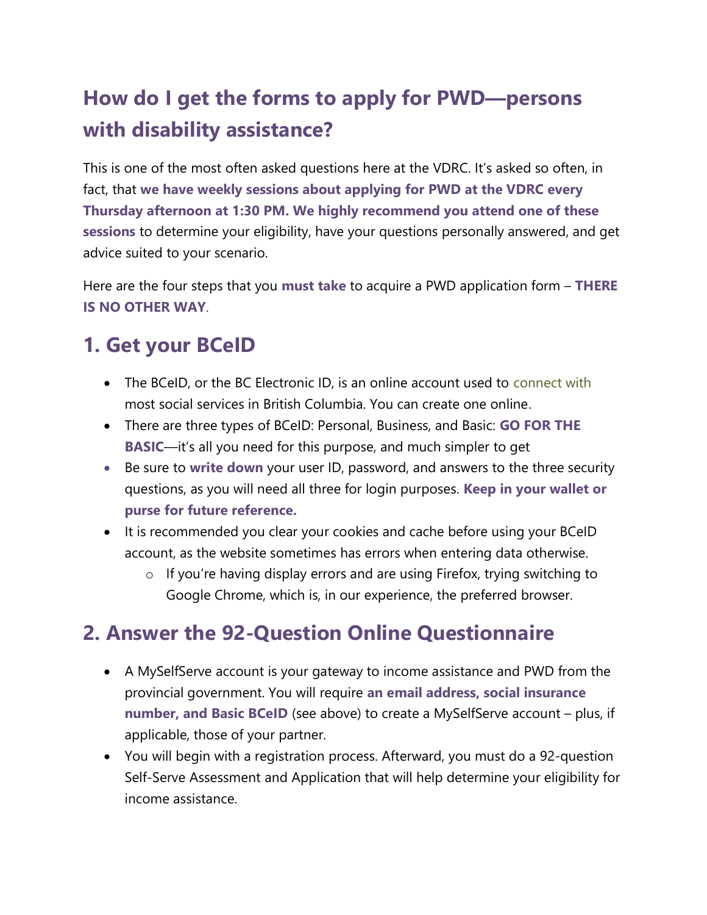## How do I get the forms to apply for PWD—persons with disability assistance?

This is one of the most often asked questions here at the VDRC. It's asked so often, in fact, that **we have weekly sessions about applying for PWD at the VDRC every Thursday afternoon at 1:30 PM. We highly recommend you attend one of these sessions** to determine your eligibility, have your questions personally answered, and get advice suited to your scenario.

Here are the four steps that you **must take** to acquire a PWD application form – **THERE IS NO OTHER WAY**.

## 1. Get your BCeID

- The BCeID, or the BC Electronic ID, is an online account used to connect with most social services in British Columbia. You can create one online.
- There are three types of BCeID: Personal, Business, and Basic: **GO FOR THE BASIC**—it's all you need for this purpose, and much simpler to get
- Be sure to **write down** your user ID, password, and answers to the three security questions, as you will need all three for login purposes. **Keep in your wallet or purse for future reference.**
- It is recommended you clear your cookies and cache before using your BCeID account, as the website sometimes has errors when entering data otherwise.
  - If you're having display errors and are using Firefox, trying switching to Google Chrome, which is, in our experience, the preferred browser.

## 2. Answer the 92-Question Online Questionnaire

- A MySelfServe account is your gateway to income assistance and PWD from the provincial government. You will require **an email address, social insurance number, and Basic BCeID** (see above) to create a MySelfServe account – plus, if applicable, those of your partner.
- You will begin with a registration process. Afterward, you must do a 92-question Self-Serve Assessment and Application that will help determine your eligibility for income assistance.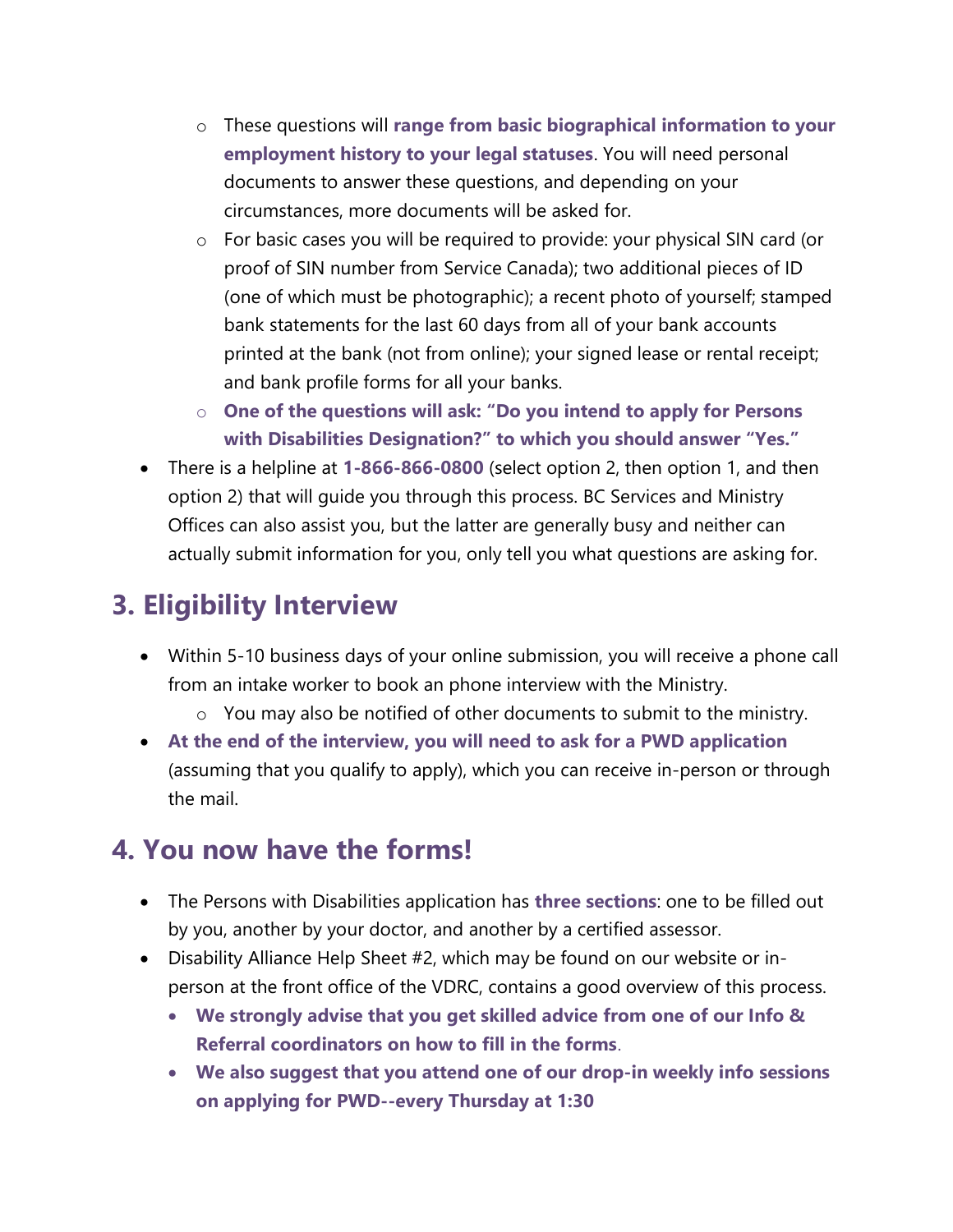- These questions will **range from basic biographical information to your employment history to your legal statuses**. You will need personal documents to answer these questions, and depending on your circumstances, more documents will be asked for.
  - For basic cases you will be required to provide: your physical SIN card (or proof of SIN number from Service Canada); two additional pieces of ID (one of which must be photographic); a recent photo of yourself; stamped bank statements for the last 60 days from all of your bank accounts printed at the bank (not from online); your signed lease or rental receipt; and bank profile forms for all your banks.
  - **One of the questions will ask: "Do you intend to apply for Persons with Disabilities Designation?" to which you should answer "Yes."**
- There is a helpline at **1-866-866-0800** (select option 2, then option 1, and then option 2) that will guide you through this process. BC Services and Ministry Offices can also assist you, but the latter are generally busy and neither can actually submit information for you, only tell you what questions are asking for.

## 3. Eligibility Interview

- Within 5-10 business days of your online submission, you will receive a phone call from an intake worker to book an phone interview with the Ministry.
  - You may also be notified of other documents to submit to the ministry.
- **At the end of the interview, you will need to ask for a PWD application** (assuming that you qualify to apply), which you can receive in-person or through the mail.

## 4. You now have the forms!

- The Persons with Disabilities application has **three sections**: one to be filled out by you, another by your doctor, and another by a certified assessor.
- Disability Alliance Help Sheet #2, which may be found on our website or in-person at the front office of the VDRC, contains a good overview of this process.
  - **We strongly advise that you get skilled advice from one of our Info & Referral coordinators on how to fill in the forms**.
  - **We also suggest that you attend one of our drop-in weekly info sessions on applying for PWD--every Thursday at 1:30**